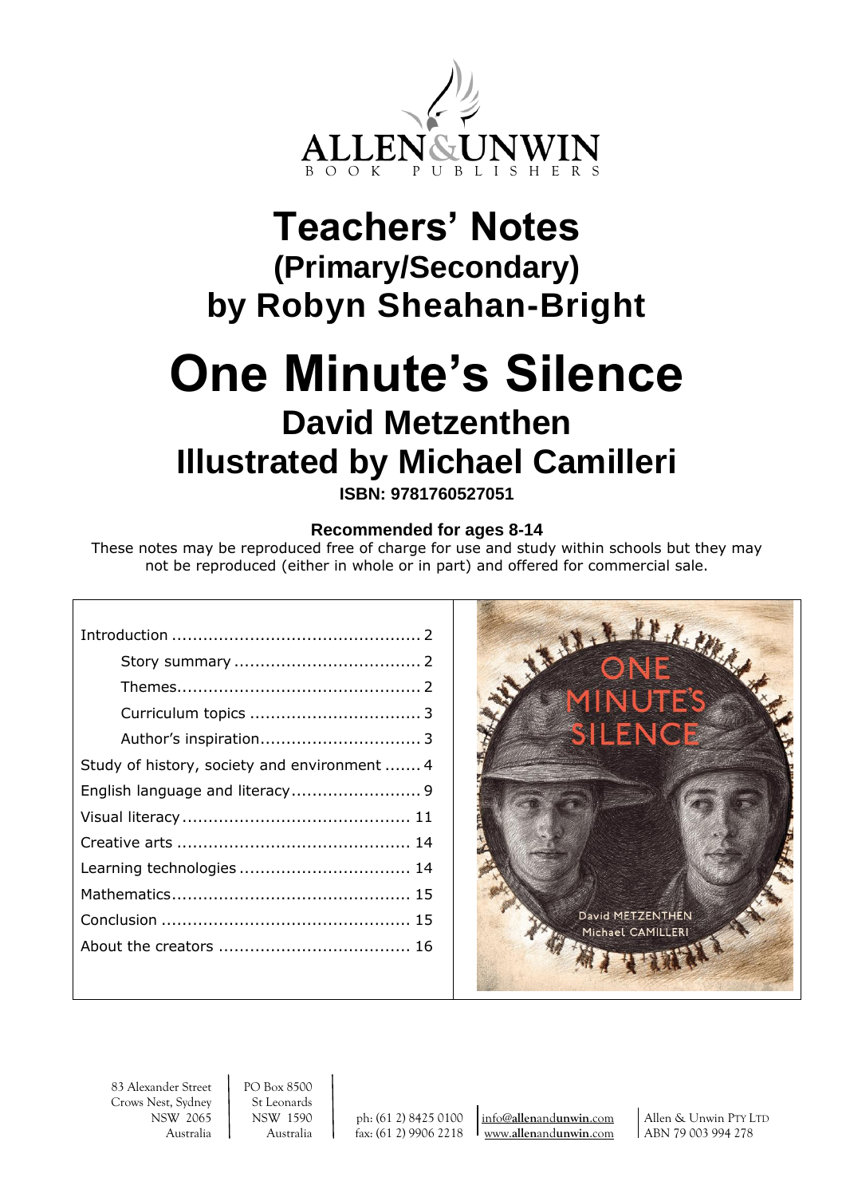ALLEN&UNWIN
BOOK PUBLISHERS

# Teachers' Notes
## (Primary/Secondary)
## by Robyn Sheahan-Bright

# One Minute's Silence
## David Metzenthen
## Illustrated by Michael Camilleri

**ISBN: 9781760527051**

**Recommended for ages 8-14**

These notes may be reproduced free of charge for use and study within schools but they may not be reproduced (either in whole or in part) and offered for commercial sale.

| | |
|---|---|
| Introduction | 2 |
| Story summary | 2 |
| Themes | 2 |
| Curriculum topics | 3 |
| Author's inspiration | 3 |
| Study of history, society and environment | 4 |
| English language and literacy | 9 |
| Visual literacy | 11 |
| Creative arts | 14 |
| Learning technologies | 14 |
| Mathematics | 15 |
| Conclusion | 15 |
| About the creators | 16 |

ONE MINUTE'S SILENCE
David METZENTHEN
Michael CAMILLERI

83 Alexander Street
Crows Nest, Sydney
NSW 2065
Australia

PO Box 8500
St Leonards
NSW 1590
Australia

ph: (61 2) 8425 0100
fax: (61 2) 9906 2218

info@allenandunwin.com
www.allenandunwin.com

Allen & Unwin PTY LTD
ABN 79 003 994 278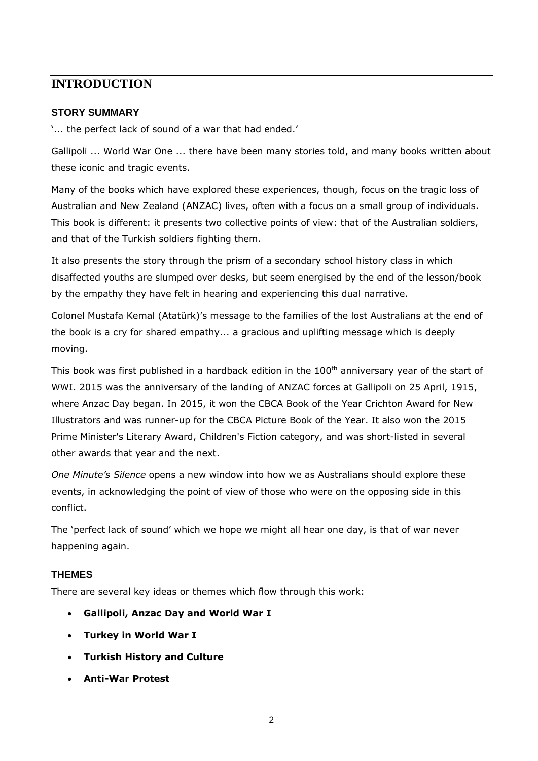# INTRODUCTION

### STORY SUMMARY

'... the perfect lack of sound of a war that had ended.'

Gallipoli ... World War One ... there have been many stories told, and many books written about these iconic and tragic events.

Many of the books which have explored these experiences, though, focus on the tragic loss of Australian and New Zealand (ANZAC) lives, often with a focus on a small group of individuals. This book is different: it presents two collective points of view: that of the Australian soldiers, and that of the Turkish soldiers fighting them.

It also presents the story through the prism of a secondary school history class in which disaffected youths are slumped over desks, but seem energised by the end of the lesson/book by the empathy they have felt in hearing and experiencing this dual narrative.

Colonel Mustafa Kemal (Atatürk)'s message to the families of the lost Australians at the end of the book is a cry for shared empathy... a gracious and uplifting message which is deeply moving.

This book was first published in a hardback edition in the 100th anniversary year of the start of WWI. 2015 was the anniversary of the landing of ANZAC forces at Gallipoli on 25 April, 1915, where Anzac Day began. In 2015, it won the CBCA Book of the Year Crichton Award for New Illustrators and was runner-up for the CBCA Picture Book of the Year. It also won the 2015 Prime Minister's Literary Award, Children's Fiction category, and was short-listed in several other awards that year and the next.

*One Minute's Silence* opens a new window into how we as Australians should explore these events, in acknowledging the point of view of those who were on the opposing side in this conflict.

The 'perfect lack of sound' which we hope we might all hear one day, is that of war never happening again.

### THEMES

There are several key ideas or themes which flow through this work:

- **Gallipoli, Anzac Day and World War I**
- **Turkey in World War I**
- **Turkish History and Culture**
- **Anti-War Protest**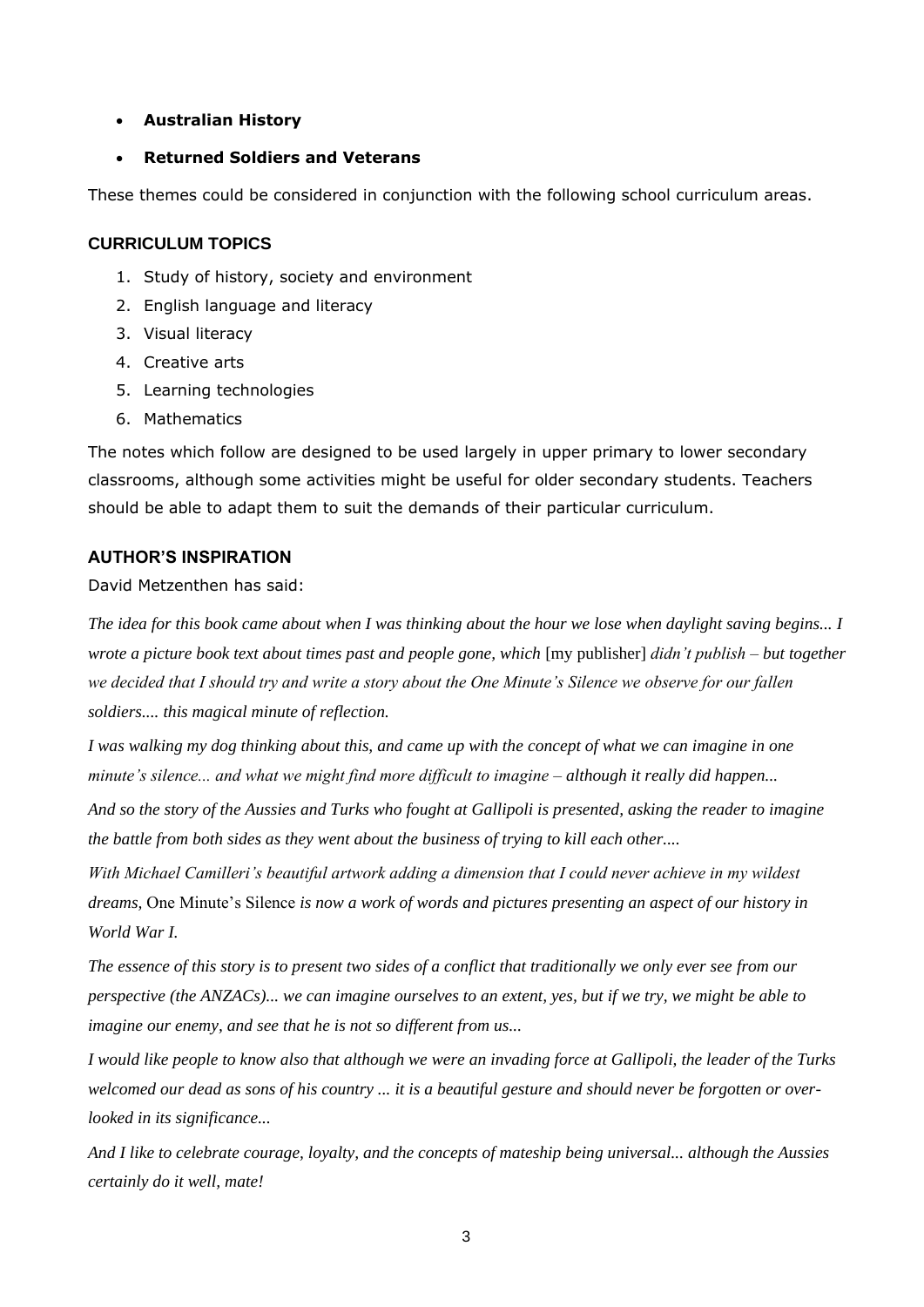- **Australian History**
- **Returned Soldiers and Veterans**

These themes could be considered in conjunction with the following school curriculum areas.

## CURRICULUM TOPICS

1. Study of history, society and environment
2. English language and literacy
3. Visual literacy
4. Creative arts
5. Learning technologies
6. Mathematics

The notes which follow are designed to be used largely in upper primary to lower secondary classrooms, although some activities might be useful for older secondary students. Teachers should be able to adapt them to suit the demands of their particular curriculum.

## AUTHOR'S INSPIRATION

David Metzenthen has said:

*The idea for this book came about when I was thinking about the hour we lose when daylight saving begins... I wrote a picture book text about times past and people gone, which* [my publisher] *didn't publish – but together we decided that I should try and write a story about the One Minute's Silence we observe for our fallen soldiers.... this magical minute of reflection.*

*I was walking my dog thinking about this, and came up with the concept of what we can imagine in one minute's silence... and what we might find more difficult to imagine – although it really did happen...*

*And so the story of the Aussies and Turks who fought at Gallipoli is presented, asking the reader to imagine the battle from both sides as they went about the business of trying to kill each other....*

*With Michael Camilleri's beautiful artwork adding a dimension that I could never achieve in my wildest dreams,* One Minute's Silence *is now a work of words and pictures presenting an aspect of our history in World War I.*

*The essence of this story is to present two sides of a conflict that traditionally we only ever see from our perspective (the ANZACs)... we can imagine ourselves to an extent, yes, but if we try, we might be able to imagine our enemy, and see that he is not so different from us...*

*I would like people to know also that although we were an invading force at Gallipoli, the leader of the Turks welcomed our dead as sons of his country ... it is a beautiful gesture and should never be forgotten or over-looked in its significance...*

*And I like to celebrate courage, loyalty, and the concepts of mateship being universal... although the Aussies certainly do it well, mate!*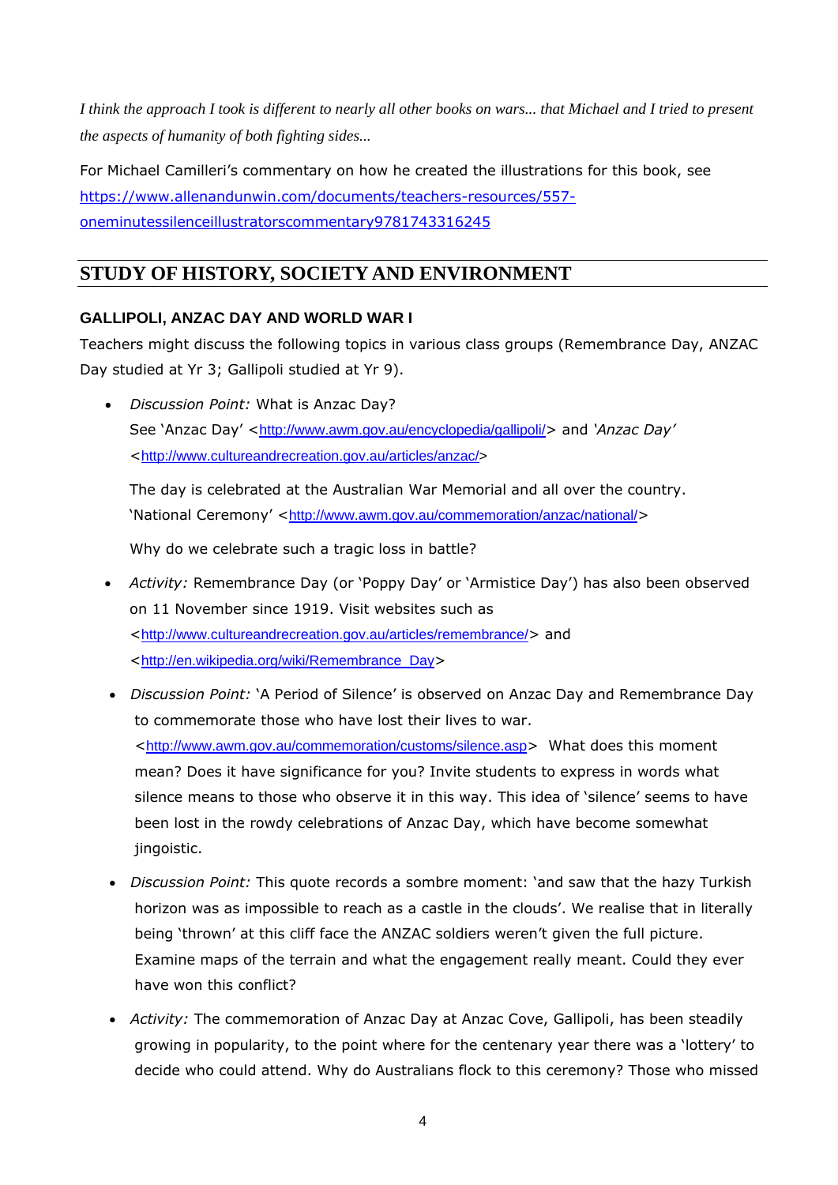*I think the approach I took is different to nearly all other books on wars... that Michael and I tried to present the aspects of humanity of both fighting sides...*

For Michael Camilleri's commentary on how he created the illustrations for this book, see https://www.allenandunwin.com/documents/teachers-resources/557-oneminutessilenceillustratorscommentary9781743316245

## STUDY OF HISTORY, SOCIETY AND ENVIRONMENT

### GALLIPOLI, ANZAC DAY AND WORLD WAR I

Teachers might discuss the following topics in various class groups (Remembrance Day, ANZAC Day studied at Yr 3; Gallipoli studied at Yr 9).

- *Discussion Point:* What is Anzac Day?

  See 'Anzac Day' <http://www.awm.gov.au/encyclopedia/gallipoli/> and *'Anzac Day'* <http://www.cultureandrecreation.gov.au/articles/anzac/>

  The day is celebrated at the Australian War Memorial and all over the country. 'National Ceremony' <http://www.awm.gov.au/commemoration/anzac/national/>

  Why do we celebrate such a tragic loss in battle?

- *Activity:* Remembrance Day (or 'Poppy Day' or 'Armistice Day') has also been observed on 11 November since 1919. Visit websites such as <http://www.cultureandrecreation.gov.au/articles/remembrance/> and <http://en.wikipedia.org/wiki/Remembrance_Day>

- *Discussion Point:* 'A Period of Silence' is observed on Anzac Day and Remembrance Day to commemorate those who have lost their lives to war. <http://www.awm.gov.au/commemoration/customs/silence.asp> What does this moment mean? Does it have significance for you? Invite students to express in words what silence means to those who observe it in this way. This idea of 'silence' seems to have been lost in the rowdy celebrations of Anzac Day, which have become somewhat jingoistic.

- *Discussion Point:* This quote records a sombre moment: 'and saw that the hazy Turkish horizon was as impossible to reach as a castle in the clouds'. We realise that in literally being 'thrown' at this cliff face the ANZAC soldiers weren't given the full picture. Examine maps of the terrain and what the engagement really meant. Could they ever have won this conflict?

- *Activity:* The commemoration of Anzac Day at Anzac Cove, Gallipoli, has been steadily growing in popularity, to the point where for the centenary year there was a 'lottery' to decide who could attend. Why do Australians flock to this ceremony? Those who missed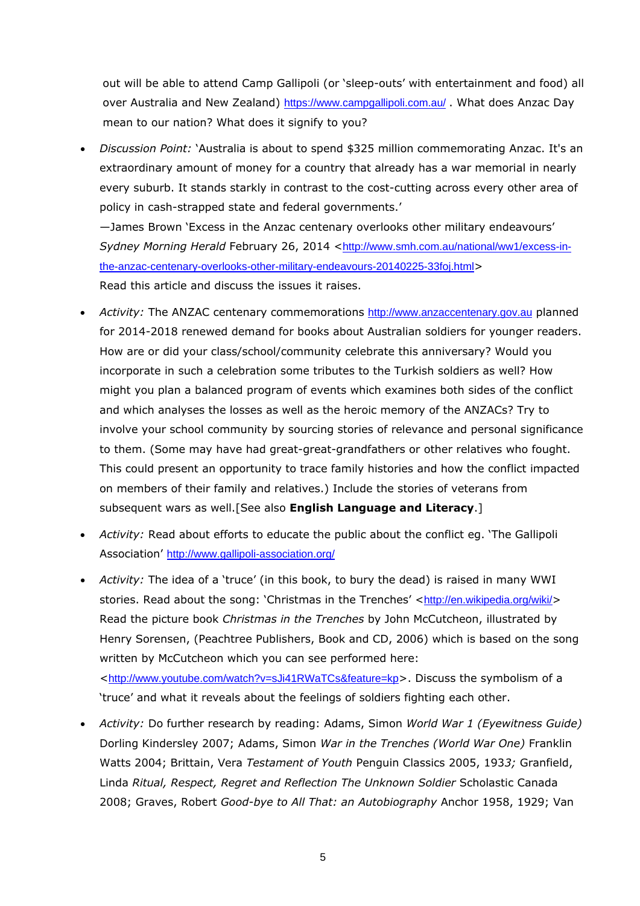out will be able to attend Camp Gallipoli (or 'sleep-outs' with entertainment and food) all over Australia and New Zealand) https://www.campgallipoli.com.au/ . What does Anzac Day mean to our nation? What does it signify to you?

- *Discussion Point:* 'Australia is about to spend $325 million commemorating Anzac. It's an extraordinary amount of money for a country that already has a war memorial in nearly every suburb. It stands starkly in contrast to the cost-cutting across every other area of policy in cash-strapped state and federal governments.'
  —James Brown 'Excess in the Anzac centenary overlooks other military endeavours' *Sydney Morning Herald* February 26, 2014 <http://www.smh.com.au/national/ww1/excess-in-the-anzac-centenary-overlooks-other-military-endeavours-20140225-33foj.html>
  Read this article and discuss the issues it raises.

- *Activity:* The ANZAC centenary commemorations http://www.anzaccentenary.gov.au planned for 2014-2018 renewed demand for books about Australian soldiers for younger readers. How are or did your class/school/community celebrate this anniversary? Would you incorporate in such a celebration some tributes to the Turkish soldiers as well? How might you plan a balanced program of events which examines both sides of the conflict and which analyses the losses as well as the heroic memory of the ANZACs? Try to involve your school community by sourcing stories of relevance and personal significance to them. (Some may have had great-great-grandfathers or other relatives who fought. This could present an opportunity to trace family histories and how the conflict impacted on members of their family and relatives.) Include the stories of veterans from subsequent wars as well.[See also **English Language and Literacy**.]

- *Activity:* Read about efforts to educate the public about the conflict eg. 'The Gallipoli Association' http://www.gallipoli-association.org/

- *Activity:* The idea of a 'truce' (in this book, to bury the dead) is raised in many WWI stories. Read about the song: 'Christmas in the Trenches' <http://en.wikipedia.org/wiki/> Read the picture book *Christmas in the Trenches* by John McCutcheon, illustrated by Henry Sorensen, (Peachtree Publishers, Book and CD, 2006) which is based on the song written by McCutcheon which you can see performed here: <http://www.youtube.com/watch?v=sJi41RWaTCs&feature=kp>. Discuss the symbolism of a 'truce' and what it reveals about the feelings of soldiers fighting each other.

- *Activity:* Do further research by reading: Adams, Simon *World War 1 (Eyewitness Guide)* Dorling Kindersley 2007; Adams, Simon *War in the Trenches (World War One)* Franklin Watts 2004; Brittain, Vera *Testament of Youth* Penguin Classics 2005, 193*3;* Granfield, Linda *Ritual, Respect, Regret and Reflection The Unknown Soldier* Scholastic Canada 2008; Graves, Robert *Good-bye to All That: an Autobiography* Anchor 1958, 1929; Van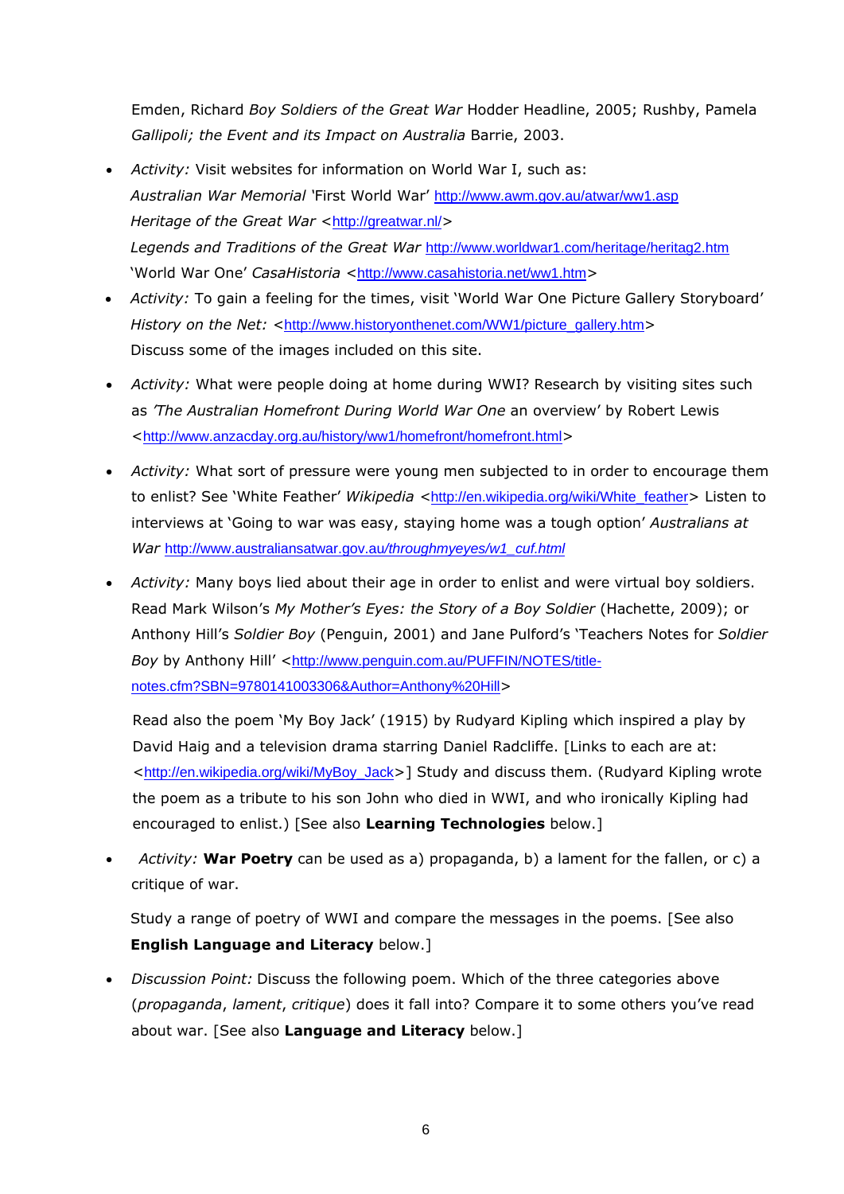Emden, Richard *Boy Soldiers of the Great War* Hodder Headline, 2005; Rushby, Pamela *Gallipoli; the Event and its Impact on Australia* Barrie, 2003.

- *Activity:* Visit websites for information on World War I, such as:
  *Australian War Memorial* 'First World War' http://www.awm.gov.au/atwar/ww1.asp
  *Heritage of the Great War* <http://greatwar.nl/>
  *Legends and Traditions of the Great War* http://www.worldwar1.com/heritage/heritag2.htm
  'World War One' *CasaHistoria* <http://www.casahistoria.net/ww1.htm>
- *Activity:* To gain a feeling for the times, visit 'World War One Picture Gallery Storyboard' *History on the Net:* <http://www.historyonthenet.com/WW1/picture_gallery.htm>
  Discuss some of the images included on this site.
- *Activity:* What were people doing at home during WWI? Research by visiting sites such as *'The Australian Homefront During World War One* an overview' by Robert Lewis <http://www.anzacday.org.au/history/ww1/homefront/homefront.html>
- *Activity:* What sort of pressure were young men subjected to in order to encourage them to enlist? See 'White Feather' *Wikipedia* <http://en.wikipedia.org/wiki/White_feather> Listen to interviews at 'Going to war was easy, staying home was a tough option' *Australians at War* http://www.australiansatwar.gov.au/throughmyeyes/w1_cuf.html
- *Activity:* Many boys lied about their age in order to enlist and were virtual boy soldiers. Read Mark Wilson's *My Mother's Eyes: the Story of a Boy Soldier* (Hachette, 2009); or Anthony Hill's *Soldier Boy* (Penguin, 2001) and Jane Pulford's 'Teachers Notes for *Soldier Boy* by Anthony Hill' <http://www.penguin.com.au/PUFFIN/NOTES/title-notes.cfm?SBN=9780141003306&Author=Anthony%20Hill>

  Read also the poem 'My Boy Jack' (1915) by Rudyard Kipling which inspired a play by David Haig and a television drama starring Daniel Radcliffe. [Links to each are at: <http://en.wikipedia.org/wiki/MyBoy_Jack>] Study and discuss them. (Rudyard Kipling wrote the poem as a tribute to his son John who died in WWI, and who ironically Kipling had encouraged to enlist.) [See also **Learning Technologies** below.]

- *Activity:* **War Poetry** can be used as a) propaganda, b) a lament for the fallen, or c) a critique of war.

  Study a range of poetry of WWI and compare the messages in the poems. [See also **English Language and Literacy** below.]

- *Discussion Point:* Discuss the following poem. Which of the three categories above (*propaganda*, *lament*, *critique*) does it fall into? Compare it to some others you've read about war. [See also **Language and Literacy** below.]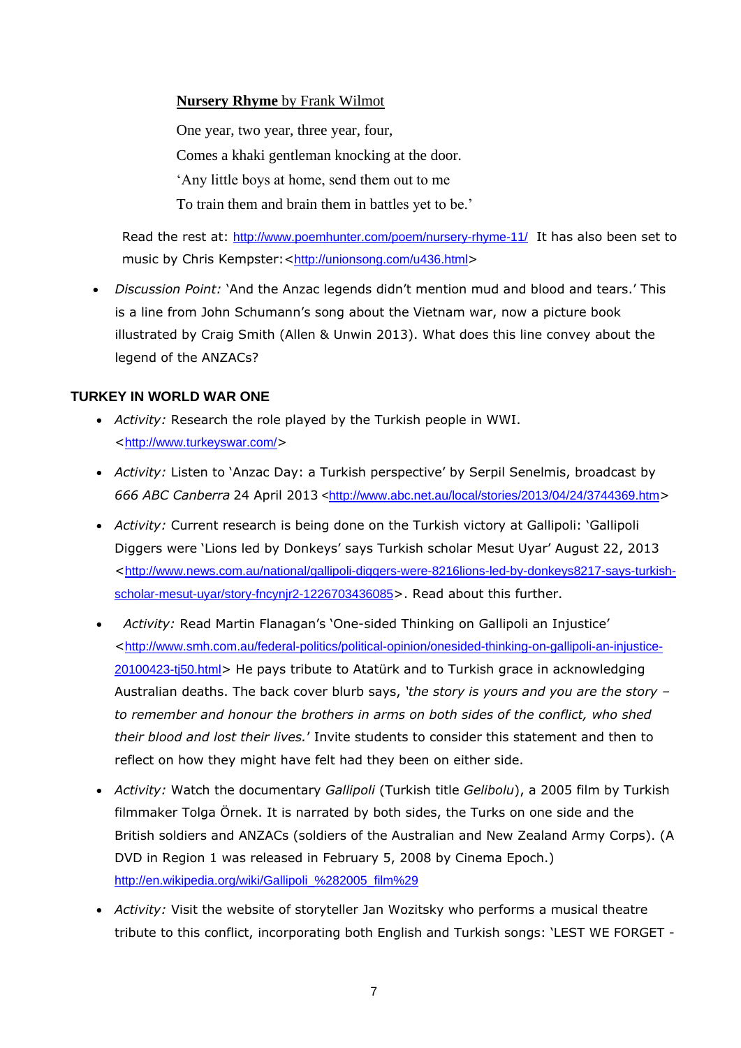**Nursery Rhyme** by Frank Wilmot

One year, two year, three year, four,
Comes a khaki gentleman knocking at the door.
'Any little boys at home, send them out to me
To train them and brain them in battles yet to be.'

Read the rest at: http://www.poemhunter.com/poem/nursery-rhyme-11/ It has also been set to music by Chris Kempster:<http://unionsong.com/u436.html>

- *Discussion Point:* 'And the Anzac legends didn't mention mud and blood and tears.' This is a line from John Schumann's song about the Vietnam war, now a picture book illustrated by Craig Smith (Allen & Unwin 2013). What does this line convey about the legend of the ANZACs?

## TURKEY IN WORLD WAR ONE

- *Activity:* Research the role played by the Turkish people in WWI. <http://www.turkeyswar.com/>
- *Activity:* Listen to 'Anzac Day: a Turkish perspective' by Serpil Senelmis, broadcast by *666 ABC Canberra* 24 April 2013 <http://www.abc.net.au/local/stories/2013/04/24/3744369.htm>
- *Activity:* Current research is being done on the Turkish victory at Gallipoli: 'Gallipoli Diggers were 'Lions led by Donkeys' says Turkish scholar Mesut Uyar' August 22, 2013 <http://www.news.com.au/national/gallipoli-diggers-were-8216lions-led-by-donkeys8217-says-turkish-scholar-mesut-uyar/story-fncynjr2-1226703436085>. Read about this further.
- *Activity:* Read Martin Flanagan's 'One-sided Thinking on Gallipoli an Injustice' <http://www.smh.com.au/federal-politics/political-opinion/onesided-thinking-on-gallipoli-an-injustice-20100423-tj50.html> He pays tribute to Atatürk and to Turkish grace in acknowledging Australian deaths. The back cover blurb says, *'the story is yours and you are the story – to remember and honour the brothers in arms on both sides of the conflict, who shed their blood and lost their lives.'* Invite students to consider this statement and then to reflect on how they might have felt had they been on either side.
- *Activity:* Watch the documentary *Gallipoli* (Turkish title *Gelibolu*), a 2005 film by Turkish filmmaker Tolga Örnek. It is narrated by both sides, the Turks on one side and the British soldiers and ANZACs (soldiers of the Australian and New Zealand Army Corps). (A DVD in Region 1 was released in February 5, 2008 by Cinema Epoch.) http://en.wikipedia.org/wiki/Gallipoli_%282005_film%29
- *Activity:* Visit the website of storyteller Jan Wozitsky who performs a musical theatre tribute to this conflict, incorporating both English and Turkish songs: 'LEST WE FORGET -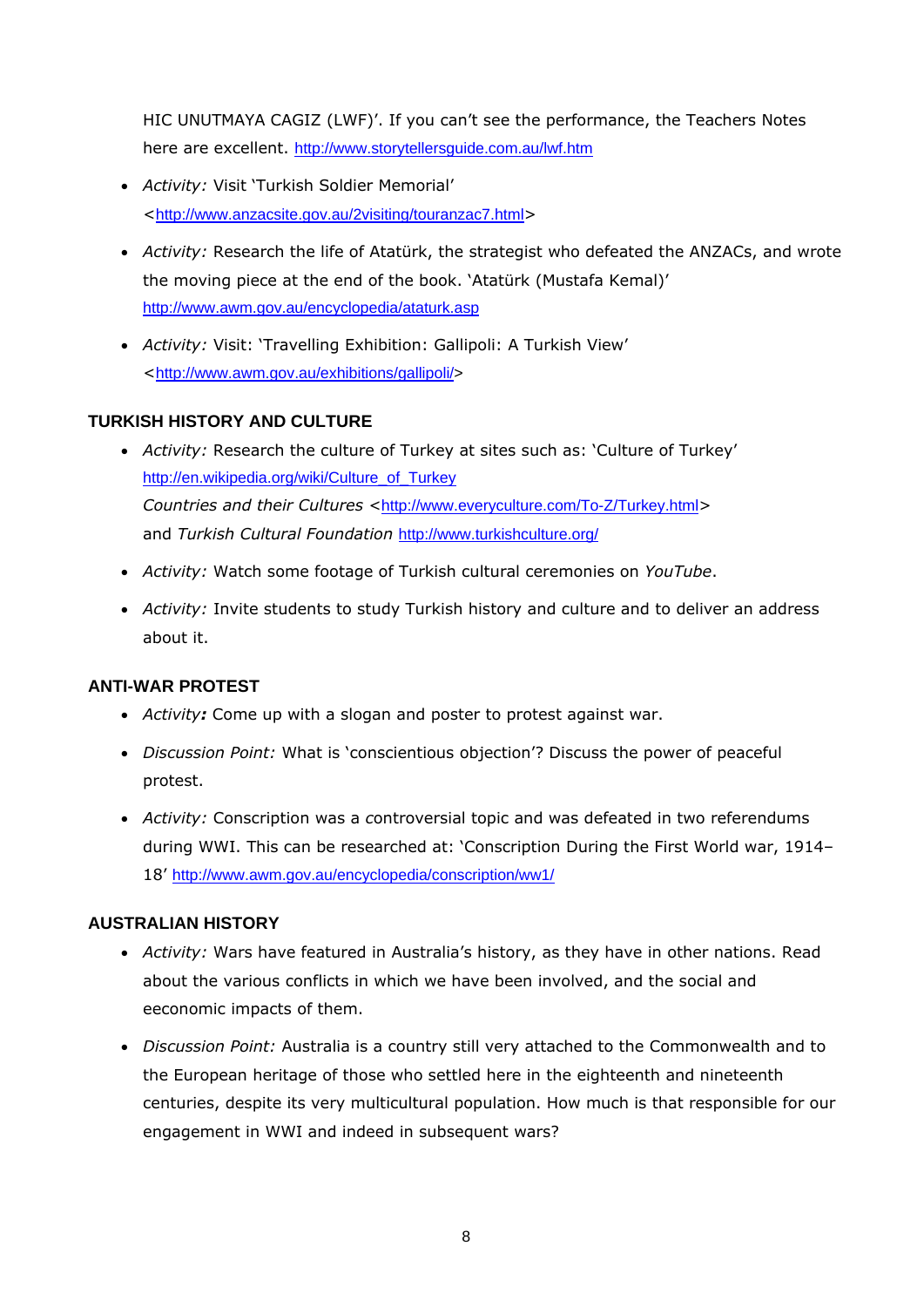HIC UNUTMAYA CAGIZ (LWF)'. If you can't see the performance, the Teachers Notes here are excellent. http://www.storytellersguide.com.au/lwf.htm

- *Activity:* Visit 'Turkish Soldier Memorial' <http://www.anzacsite.gov.au/2visiting/touranzac7.html>
- *Activity:* Research the life of Atatürk, the strategist who defeated the ANZACs, and wrote the moving piece at the end of the book. 'Atatürk (Mustafa Kemal)' http://www.awm.gov.au/encyclopedia/ataturk.asp
- *Activity:* Visit: 'Travelling Exhibition: Gallipoli: A Turkish View' <http://www.awm.gov.au/exhibitions/gallipoli/>

### TURKISH HISTORY AND CULTURE

- *Activity:* Research the culture of Turkey at sites such as: 'Culture of Turkey' http://en.wikipedia.org/wiki/Culture_of_Turkey
  *Countries and their Cultures* <http://www.everyculture.com/To-Z/Turkey.html>
  and *Turkish Cultural Foundation* http://www.turkishculture.org/
- *Activity:* Watch some footage of Turkish cultural ceremonies on *YouTube*.
- *Activity:* Invite students to study Turkish history and culture and to deliver an address about it.

### ANTI-WAR PROTEST

- *Activity:* Come up with a slogan and poster to protest against war.
- *Discussion Point:* What is 'conscientious objection'? Discuss the power of peaceful protest.
- *Activity:* Conscription was a controversial topic and was defeated in two referendums during WWI. This can be researched at: 'Conscription During the First World war, 1914–18' http://www.awm.gov.au/encyclopedia/conscription/ww1/

### AUSTRALIAN HISTORY

- *Activity:* Wars have featured in Australia's history, as they have in other nations. Read about the various conflicts in which we have been involved, and the social and eeconomic impacts of them.
- *Discussion Point:* Australia is a country still very attached to the Commonwealth and to the European heritage of those who settled here in the eighteenth and nineteenth centuries, despite its very multicultural population. How much is that responsible for our engagement in WWI and indeed in subsequent wars?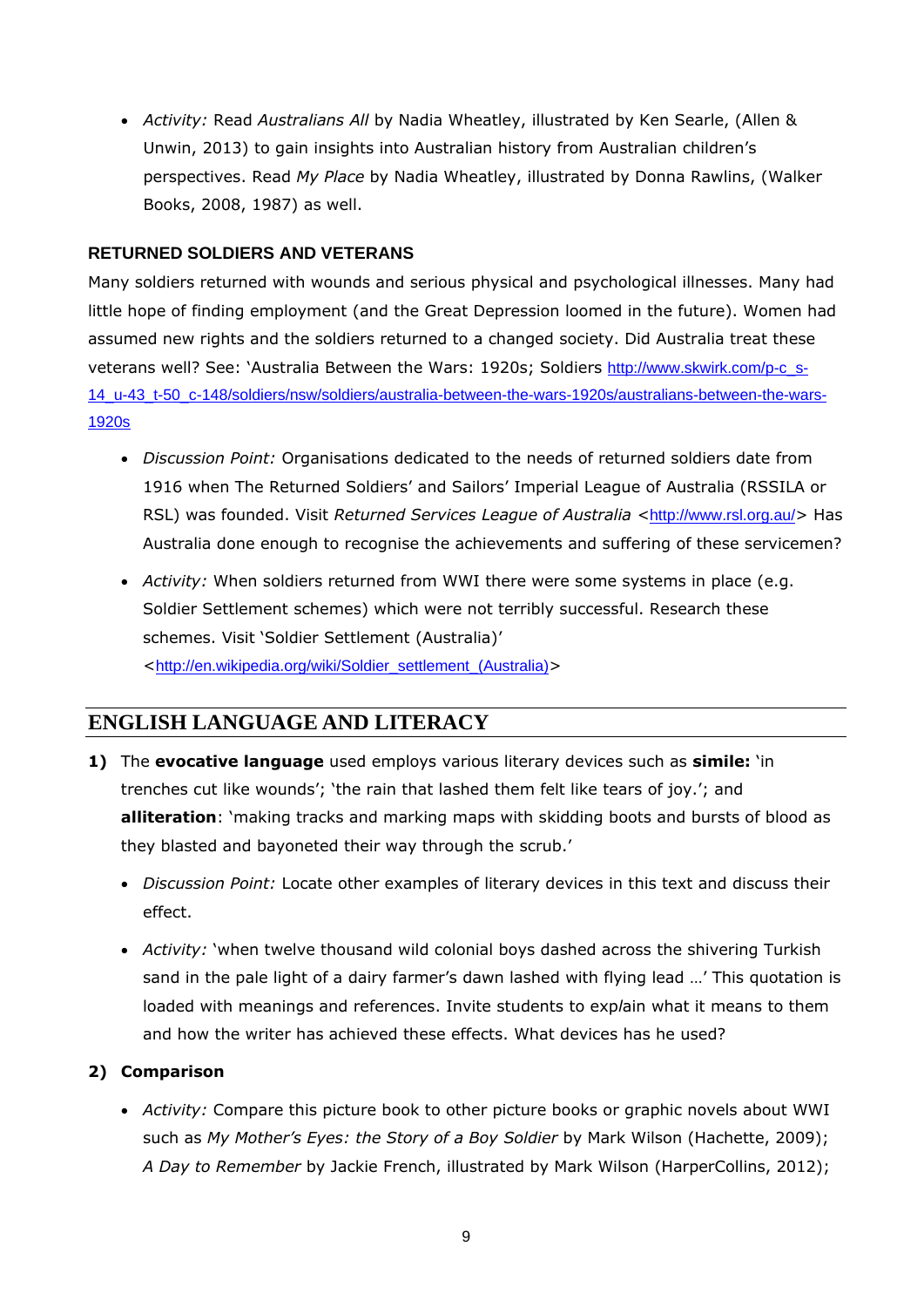- *Activity:* Read *Australians All* by Nadia Wheatley, illustrated by Ken Searle, (Allen & Unwin, 2013) to gain insights into Australian history from Australian children's perspectives. Read *My Place* by Nadia Wheatley, illustrated by Donna Rawlins, (Walker Books, 2008, 1987) as well.

### RETURNED SOLDIERS AND VETERANS

Many soldiers returned with wounds and serious physical and psychological illnesses. Many had little hope of finding employment (and the Great Depression loomed in the future). Women had assumed new rights and the soldiers returned to a changed society. Did Australia treat these veterans well? See: 'Australia Between the Wars: 1920s; Soldiers http://www.skwirk.com/p-c_s-14_u-43_t-50_c-148/soldiers/nsw/soldiers/australia-between-the-wars-1920s/australians-between-the-wars-1920s

- *Discussion Point:* Organisations dedicated to the needs of returned soldiers date from 1916 when The Returned Soldiers' and Sailors' Imperial League of Australia (RSSILA or RSL) was founded. Visit *Returned Services League of Australia* <http://www.rsl.org.au/> Has Australia done enough to recognise the achievements and suffering of these servicemen?

- *Activity:* When soldiers returned from WWI there were some systems in place (e.g. Soldier Settlement schemes) which were not terribly successful. Research these schemes. Visit 'Soldier Settlement (Australia)' <http://en.wikipedia.org/wiki/Soldier_settlement_(Australia)>

## ENGLISH LANGUAGE AND LITERACY

**1)** The **evocative language** used employs various literary devices such as **simile:** 'in trenches cut like wounds'; 'the rain that lashed them felt like tears of joy.'; and **alliteration**: 'making tracks and marking maps with skidding boots and bursts of blood as they blasted and bayoneted their way through the scrub.'

- *Discussion Point:* Locate other examples of literary devices in this text and discuss their effect.

- *Activity:* 'when twelve thousand wild colonial boys dashed across the shivering Turkish sand in the pale light of a dairy farmer's dawn lashed with flying lead …' This quotation is loaded with meanings and references. Invite students to explain what it means to them and how the writer has achieved these effects. What devices has he used?

**2) Comparison**

- *Activity:* Compare this picture book to other picture books or graphic novels about WWI such as *My Mother's Eyes: the Story of a Boy Soldier* by Mark Wilson (Hachette, 2009); *A Day to Remember* by Jackie French, illustrated by Mark Wilson (HarperCollins, 2012);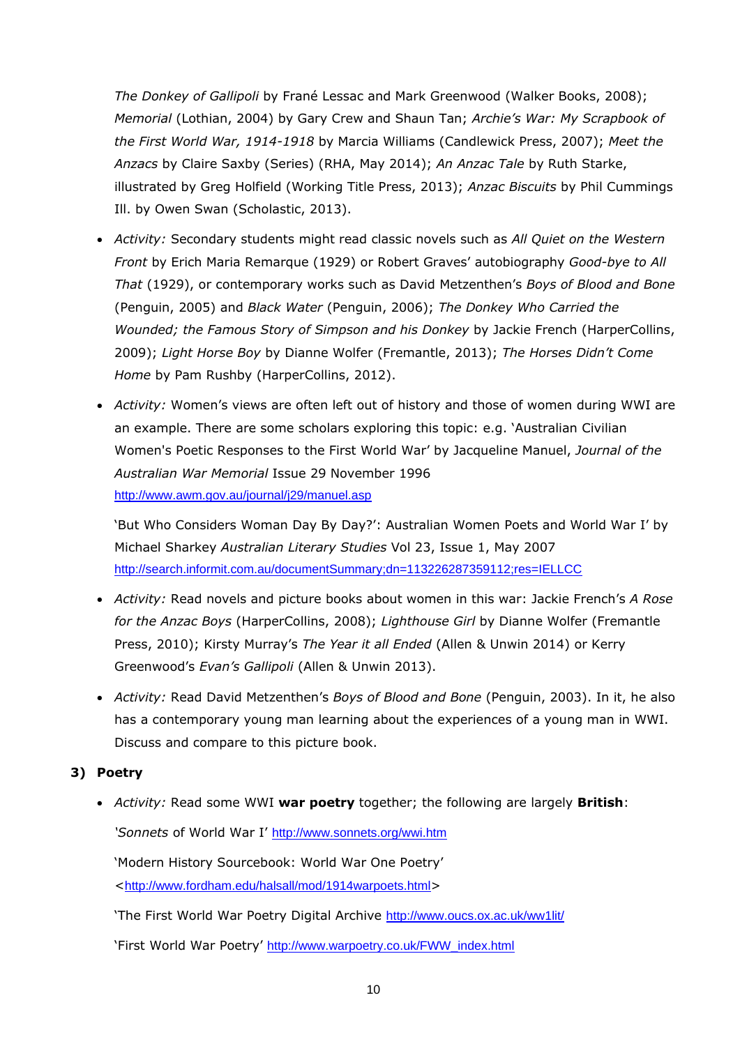*The Donkey of Gallipoli* by Frané Lessac and Mark Greenwood (Walker Books, 2008); *Memorial* (Lothian, 2004) by Gary Crew and Shaun Tan; *Archie's War: My Scrapbook of the First World War, 1914-1918* by Marcia Williams (Candlewick Press, 2007); *Meet the Anzacs* by Claire Saxby (Series) (RHA, May 2014); *An Anzac Tale* by Ruth Starke, illustrated by Greg Holfield (Working Title Press, 2013); *Anzac Biscuits* by Phil Cummings Ill. by Owen Swan (Scholastic, 2013).

- *Activity:* Secondary students might read classic novels such as *All Quiet on the Western Front* by Erich Maria Remarque (1929) or Robert Graves' autobiography *Good-bye to All That* (1929), or contemporary works such as David Metzenthen's *Boys of Blood and Bone* (Penguin, 2005) and *Black Water* (Penguin, 2006); *The Donkey Who Carried the Wounded; the Famous Story of Simpson and his Donkey* by Jackie French (HarperCollins, 2009); *Light Horse Boy* by Dianne Wolfer (Fremantle, 2013); *The Horses Didn't Come Home* by Pam Rushby (HarperCollins, 2012).

- *Activity:* Women's views are often left out of history and those of women during WWI are an example. There are some scholars exploring this topic: e.g. 'Australian Civilian Women's Poetic Responses to the First World War' by Jacqueline Manuel, *Journal of the Australian War Memorial* Issue 29 November 1996 http://www.awm.gov.au/journal/j29/manuel.asp

  'But Who Considers Woman Day By Day?': Australian Women Poets and World War I' by Michael Sharkey *Australian Literary Studies* Vol 23, Issue 1, May 2007 http://search.informit.com.au/documentSummary;dn=113226287359112;res=IELLCC

- *Activity:* Read novels and picture books about women in this war: Jackie French's *A Rose for the Anzac Boys* (HarperCollins, 2008); *Lighthouse Girl* by Dianne Wolfer (Fremantle Press, 2010); Kirsty Murray's *The Year it all Ended* (Allen & Unwin 2014) or Kerry Greenwood's *Evan's Gallipoli* (Allen & Unwin 2013).

- *Activity:* Read David Metzenthen's *Boys of Blood and Bone* (Penguin, 2003). In it, he also has a contemporary young man learning about the experiences of a young man in WWI. Discuss and compare to this picture book.

### 3) Poetry

- *Activity:* Read some WWI **war poetry** together; the following are largely **British**:

  '*Sonnets* of World War I' http://www.sonnets.org/wwi.htm

  'Modern History Sourcebook: World War One Poetry' <http://www.fordham.edu/halsall/mod/1914warpoets.html>

  'The First World War Poetry Digital Archive http://www.oucs.ox.ac.uk/ww1lit/

  'First World War Poetry' http://www.warpoetry.co.uk/FWW_index.html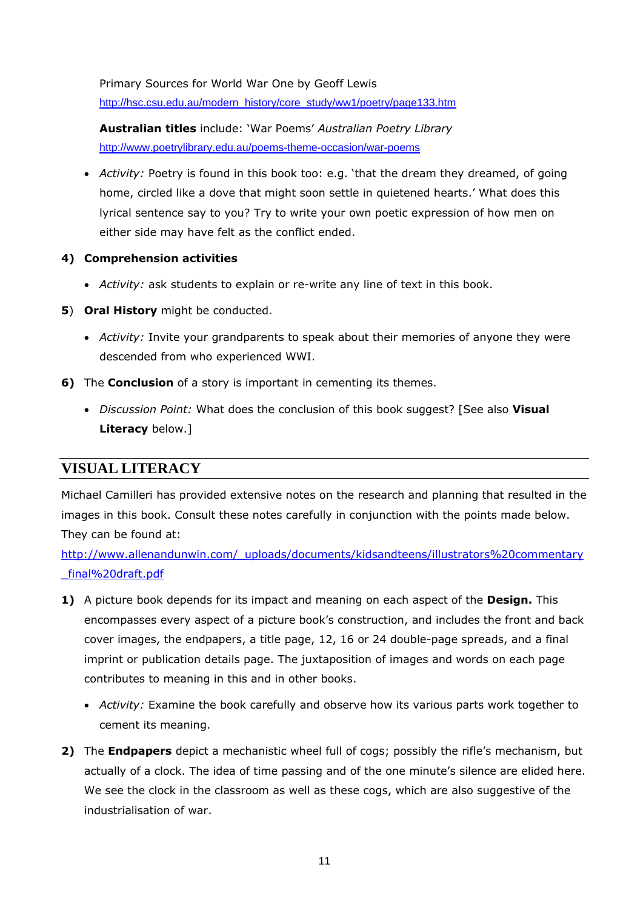Primary Sources for World War One by Geoff Lewis
http://hsc.csu.edu.au/modern_history/core_study/ww1/poetry/page133.htm

**Australian titles** include: 'War Poems' *Australian Poetry Library*
http://www.poetrylibrary.edu.au/poems-theme-occasion/war-poems

- *Activity:* Poetry is found in this book too: e.g. 'that the dream they dreamed, of going home, circled like a dove that might soon settle in quietened hearts.' What does this lyrical sentence say to you? Try to write your own poetic expression of how men on either side may have felt as the conflict ended.

**4) Comprehension activities**

- *Activity:* ask students to explain or re-write any line of text in this book.

**5**) **Oral History** might be conducted.

- *Activity:* Invite your grandparents to speak about their memories of anyone they were descended from who experienced WWI.

**6)** The **Conclusion** of a story is important in cementing its themes.

- *Discussion Point:* What does the conclusion of this book suggest? [See also **Visual Literacy** below.]

## VISUAL LITERACY

Michael Camilleri has provided extensive notes on the research and planning that resulted in the images in this book. Consult these notes carefully in conjunction with the points made below. They can be found at:
http://www.allenandunwin.com/_uploads/documents/kidsandteens/illustrators%20commentary_final%20draft.pdf

**1)** A picture book depends for its impact and meaning on each aspect of the **Design.** This encompasses every aspect of a picture book's construction, and includes the front and back cover images, the endpapers, a title page, 12, 16 or 24 double-page spreads, and a final imprint or publication details page. The juxtaposition of images and words on each page contributes to meaning in this and in other books.

- *Activity:* Examine the book carefully and observe how its various parts work together to cement its meaning.

**2)** The **Endpapers** depict a mechanistic wheel full of cogs; possibly the rifle's mechanism, but actually of a clock. The idea of time passing and of the one minute's silence are elided here. We see the clock in the classroom as well as these cogs, which are also suggestive of the industrialisation of war.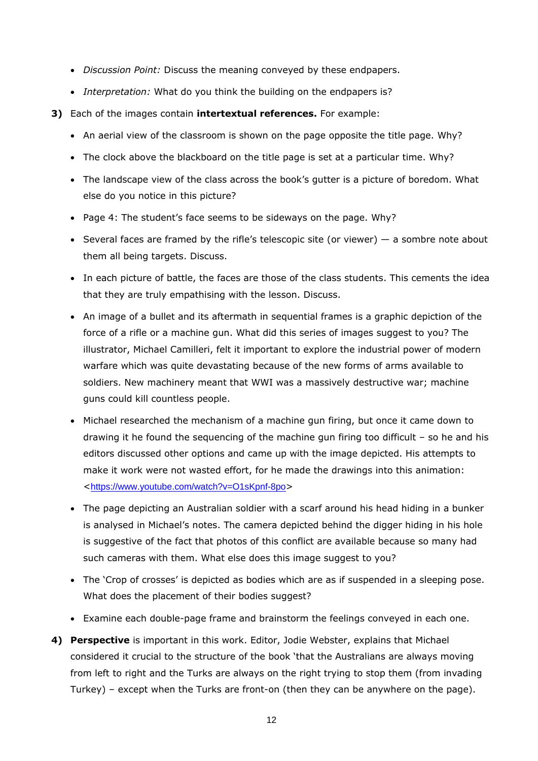- *Discussion Point:* Discuss the meaning conveyed by these endpapers.
- *Interpretation:* What do you think the building on the endpapers is?

**3)** Each of the images contain **intertextual references.** For example:

- An aerial view of the classroom is shown on the page opposite the title page. Why?
- The clock above the blackboard on the title page is set at a particular time. Why?
- The landscape view of the class across the book's gutter is a picture of boredom. What else do you notice in this picture?
- Page 4: The student's face seems to be sideways on the page. Why?
- Several faces are framed by the rifle's telescopic site (or viewer) — a sombre note about them all being targets. Discuss.
- In each picture of battle, the faces are those of the class students. This cements the idea that they are truly empathising with the lesson. Discuss.
- An image of a bullet and its aftermath in sequential frames is a graphic depiction of the force of a rifle or a machine gun. What did this series of images suggest to you? The illustrator, Michael Camilleri, felt it important to explore the industrial power of modern warfare which was quite devastating because of the new forms of arms available to soldiers. New machinery meant that WWI was a massively destructive war; machine guns could kill countless people.
- Michael researched the mechanism of a machine gun firing, but once it came down to drawing it he found the sequencing of the machine gun firing too difficult – so he and his editors discussed other options and came up with the image depicted. His attempts to make it work were not wasted effort, for he made the drawings into this animation: <https://www.youtube.com/watch?v=O1sKpnf-8po>
- The page depicting an Australian soldier with a scarf around his head hiding in a bunker is analysed in Michael's notes. The camera depicted behind the digger hiding in his hole is suggestive of the fact that photos of this conflict are available because so many had such cameras with them. What else does this image suggest to you?
- The 'Crop of crosses' is depicted as bodies which are as if suspended in a sleeping pose. What does the placement of their bodies suggest?
- Examine each double-page frame and brainstorm the feelings conveyed in each one.

**4)** **Perspective** is important in this work. Editor, Jodie Webster, explains that Michael considered it crucial to the structure of the book 'that the Australians are always moving from left to right and the Turks are always on the right trying to stop them (from invading Turkey) – except when the Turks are front-on (then they can be anywhere on the page).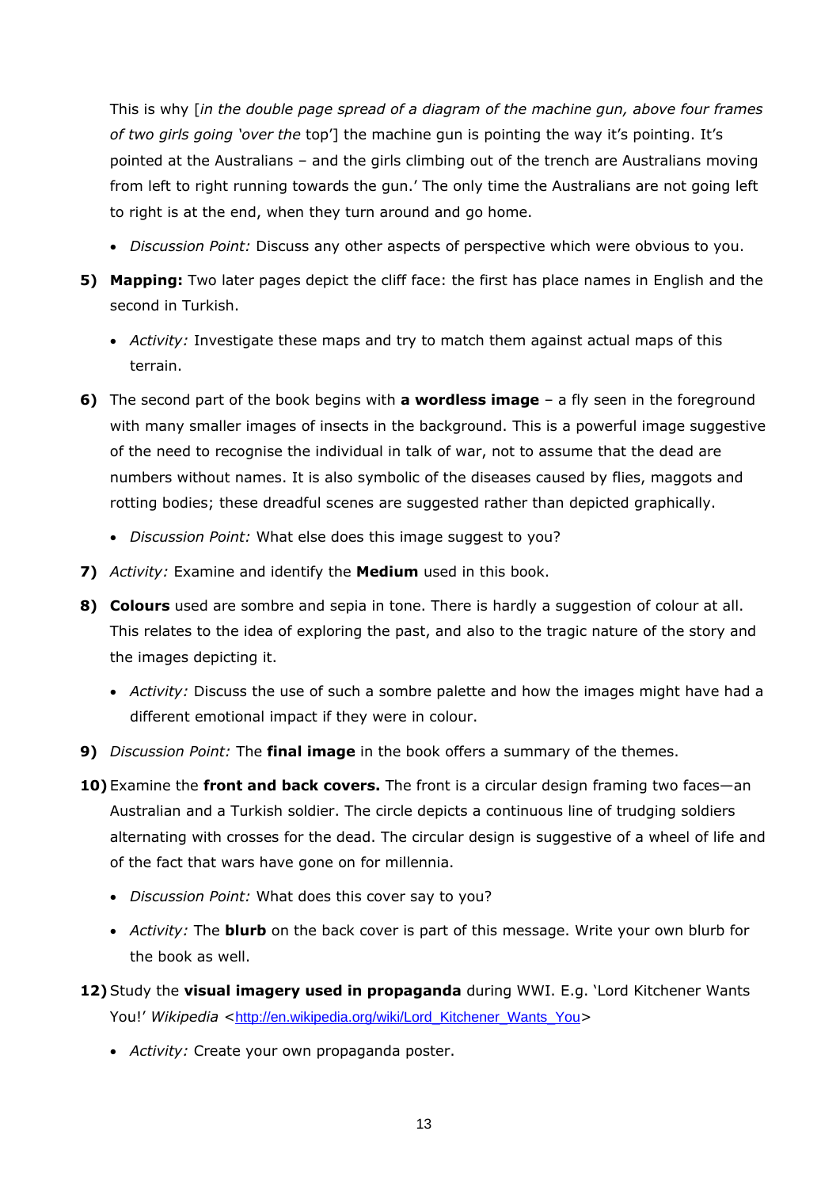This is why [*in the double page spread of a diagram of the machine gun, above four frames of two girls going 'over the* top'] the machine gun is pointing the way it's pointing. It's pointed at the Australians – and the girls climbing out of the trench are Australians moving from left to right running towards the gun.' The only time the Australians are not going left to right is at the end, when they turn around and go home.

- *Discussion Point:* Discuss any other aspects of perspective which were obvious to you.

5) **Mapping:** Two later pages depict the cliff face: the first has place names in English and the second in Turkish.

   - *Activity:* Investigate these maps and try to match them against actual maps of this terrain.

6) The second part of the book begins with **a wordless image** – a fly seen in the foreground with many smaller images of insects in the background. This is a powerful image suggestive of the need to recognise the individual in talk of war, not to assume that the dead are numbers without names. It is also symbolic of the diseases caused by flies, maggots and rotting bodies; these dreadful scenes are suggested rather than depicted graphically.

   - *Discussion Point:* What else does this image suggest to you?

7) *Activity:* Examine and identify the **Medium** used in this book.

8) **Colours** used are sombre and sepia in tone. There is hardly a suggestion of colour at all. This relates to the idea of exploring the past, and also to the tragic nature of the story and the images depicting it.

   - *Activity:* Discuss the use of such a sombre palette and how the images might have had a different emotional impact if they were in colour.

9) *Discussion Point:* The **final image** in the book offers a summary of the themes.

10) Examine the **front and back covers.** The front is a circular design framing two faces—an Australian and a Turkish soldier. The circle depicts a continuous line of trudging soldiers alternating with crosses for the dead. The circular design is suggestive of a wheel of life and of the fact that wars have gone on for millennia.

    - *Discussion Point:* What does this cover say to you?
    - *Activity:* The **blurb** on the back cover is part of this message. Write your own blurb for the book as well.

12) Study the **visual imagery used in propaganda** during WWI. E.g. 'Lord Kitchener Wants You!' *Wikipedia* <http://en.wikipedia.org/wiki/Lord_Kitchener_Wants_You>

    - *Activity:* Create your own propaganda poster.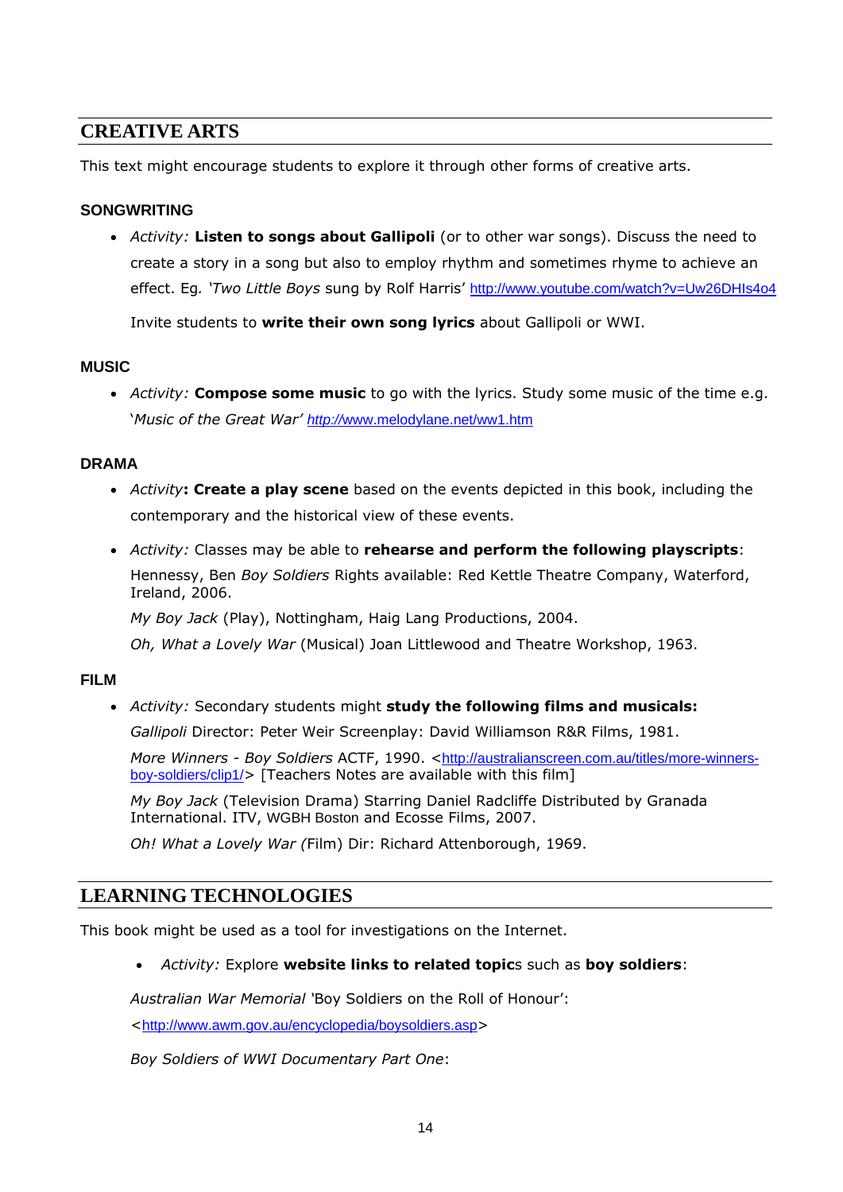## CREATIVE ARTS

This text might encourage students to explore it through other forms of creative arts.

### SONGWRITING

- *Activity:* **Listen to songs about Gallipoli** (or to other war songs). Discuss the need to create a story in a song but also to employ rhythm and sometimes rhyme to achieve an effect. Eg. *'Two Little Boys* sung by Rolf Harris' http://www.youtube.com/watch?v=Uw26DHIs4o4

  Invite students to **write their own song lyrics** about Gallipoli or WWI.

### MUSIC

- *Activity:* **Compose some music** to go with the lyrics. Study some music of the time e.g. '*Music of the Great War'* http://www.melodylane.net/ww1.htm

### DRAMA

- *Activity***: Create a play scene** based on the events depicted in this book, including the contemporary and the historical view of these events.
- *Activity:* Classes may be able to **rehearse and perform the following playscripts**:

  Hennessy, Ben *Boy Soldiers* Rights available: Red Kettle Theatre Company, Waterford, Ireland, 2006.

  *My Boy Jack* (Play), Nottingham, Haig Lang Productions, 2004.

  *Oh, What a Lovely War* (Musical) Joan Littlewood and Theatre Workshop, 1963.

### FILM

- *Activity:* Secondary students might **study the following films and musicals:**

  *Gallipoli* Director: Peter Weir Screenplay: David Williamson R&R Films, 1981.

  *More Winners - Boy Soldiers* ACTF, 1990. <http://australianscreen.com.au/titles/more-winners-boy-soldiers/clip1/> [Teachers Notes are available with this film]

  *My Boy Jack* (Television Drama) Starring Daniel Radcliffe Distributed by Granada International. ITV, WGBH Boston and Ecosse Films, 2007.

  *Oh! What a Lovely War (*Film) Dir: Richard Attenborough, 1969.

## LEARNING TECHNOLOGIES

This book might be used as a tool for investigations on the Internet.

- *Activity:* Explore **website links to related topic**s such as **boy soldiers**:

*Australian War Memorial* 'Boy Soldiers on the Roll of Honour':

<http://www.awm.gov.au/encyclopedia/boysoldiers.asp>

*Boy Soldiers of WWI Documentary Part One*: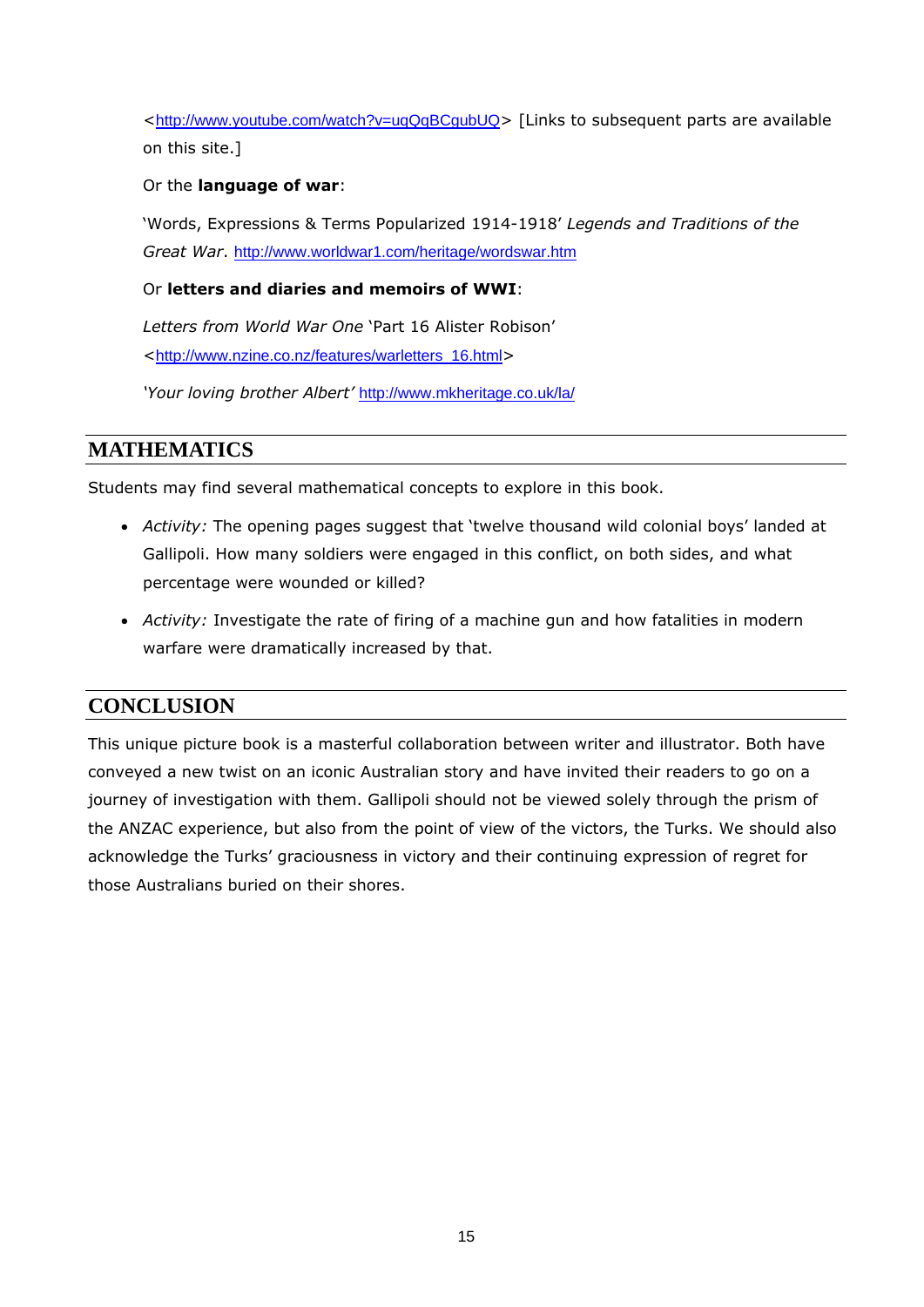<http://www.youtube.com/watch?v=uqQqBCgubUQ> [Links to subsequent parts are available on this site.]

Or the **language of war**:

'Words, Expressions & Terms Popularized 1914-1918' *Legends and Traditions of the Great War*. http://www.worldwar1.com/heritage/wordswar.htm

Or **letters and diaries and memoirs of WWI**:

*Letters from World War One* 'Part 16 Alister Robison' <http://www.nzine.co.nz/features/warletters_16.html>

*'Your loving brother Albert'* http://www.mkheritage.co.uk/la/

## MATHEMATICS

Students may find several mathematical concepts to explore in this book.

- *Activity:* The opening pages suggest that 'twelve thousand wild colonial boys' landed at Gallipoli. How many soldiers were engaged in this conflict, on both sides, and what percentage were wounded or killed?
- *Activity:* Investigate the rate of firing of a machine gun and how fatalities in modern warfare were dramatically increased by that.

## CONCLUSION

This unique picture book is a masterful collaboration between writer and illustrator. Both have conveyed a new twist on an iconic Australian story and have invited their readers to go on a journey of investigation with them. Gallipoli should not be viewed solely through the prism of the ANZAC experience, but also from the point of view of the victors, the Turks. We should also acknowledge the Turks' graciousness in victory and their continuing expression of regret for those Australians buried on their shores.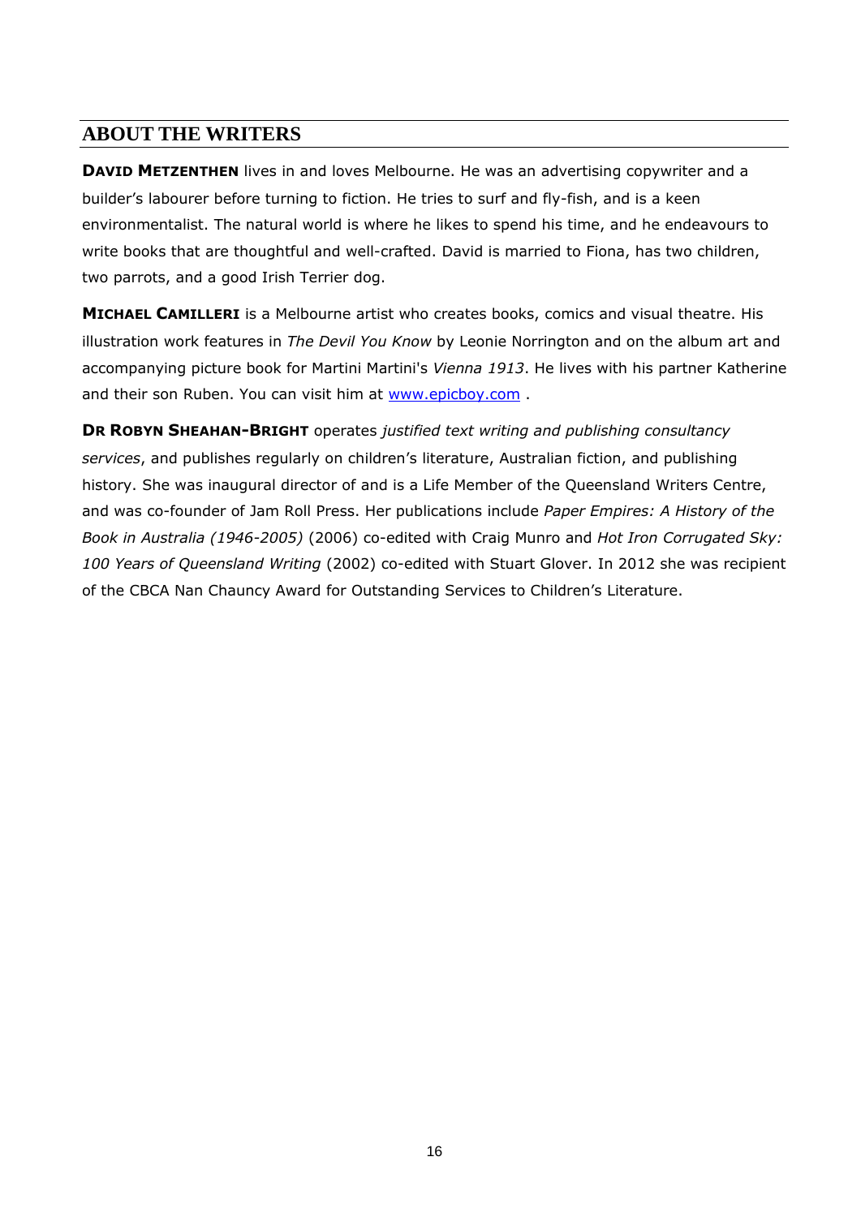## ABOUT THE WRITERS

**DAVID METZENTHEN** lives in and loves Melbourne. He was an advertising copywriter and a builder's labourer before turning to fiction. He tries to surf and fly-fish, and is a keen environmentalist. The natural world is where he likes to spend his time, and he endeavours to write books that are thoughtful and well-crafted. David is married to Fiona, has two children, two parrots, and a good Irish Terrier dog.

**MICHAEL CAMILLERI** is a Melbourne artist who creates books, comics and visual theatre. His illustration work features in *The Devil You Know* by Leonie Norrington and on the album art and accompanying picture book for Martini Martini's *Vienna 1913*. He lives with his partner Katherine and their son Ruben. You can visit him at [www.epicboy.com](www.epicboy.com) .

**DR ROBYN SHEAHAN-BRIGHT** operates *justified text writing and publishing consultancy services*, and publishes regularly on children's literature, Australian fiction, and publishing history. She was inaugural director of and is a Life Member of the Queensland Writers Centre, and was co-founder of Jam Roll Press. Her publications include *Paper Empires: A History of the Book in Australia (1946-2005)* (2006) co-edited with Craig Munro and *Hot Iron Corrugated Sky: 100 Years of Queensland Writing* (2002) co-edited with Stuart Glover. In 2012 she was recipient of the CBCA Nan Chauncy Award for Outstanding Services to Children's Literature.